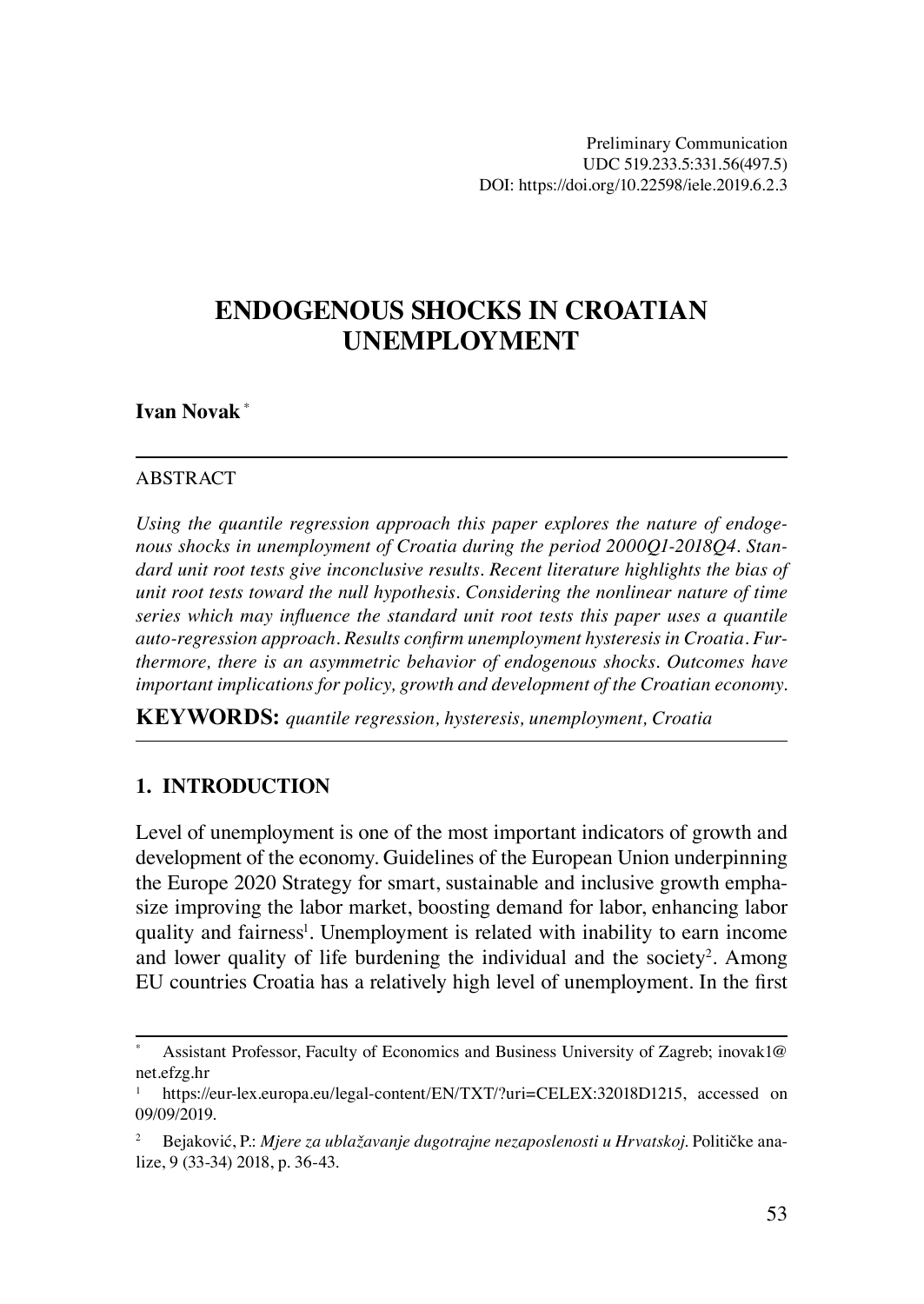Preliminary Communication
UDC 519.233.5:331.56(497.5)
DOI: https://doi.org/10.22598/iele.2019.6.2.3

# ENDOGENOUS SHOCKS IN CROATIAN UNEMPLOYMENT

**Ivan Novak** *

ABSTRACT

*Using the quantile regression approach this paper explores the nature of endogenous shocks in unemployment of Croatia during the period 2000Q1-2018Q4. Standard unit root tests give inconclusive results. Recent literature highlights the bias of unit root tests toward the null hypothesis. Considering the nonlinear nature of time series which may influence the standard unit root tests this paper uses a quantile auto-regression approach. Results confirm unemployment hysteresis in Croatia. Furthermore, there is an asymmetric behavior of endogenous shocks. Outcomes have important implications for policy, growth and development of the Croatian economy.*

**KEYWORDS:** *quantile regression, hysteresis, unemployment, Croatia*

## 1. INTRODUCTION

Level of unemployment is one of the most important indicators of growth and development of the economy. Guidelines of the European Union underpinning the Europe 2020 Strategy for smart, sustainable and inclusive growth emphasize improving the labor market, boosting demand for labor, enhancing labor quality and fairness[1]. Unemployment is related with inability to earn income and lower quality of life burdening the individual and the society[2]. Among EU countries Croatia has a relatively high level of unemployment. In the first

---

\* Assistant Professor, Faculty of Economics and Business University of Zagreb; inovak1@net.efzg.hr

[1] https://eur-lex.europa.eu/legal-content/EN/TXT/?uri=CELEX:32018D1215, accessed on 09/09/2019.

[2] Bejaković, P.: *Mjere za ublažavanje dugotrajne nezaposlenosti u Hrvatskoj*. Političke analize, 9 (33-34) 2018, p. 36-43.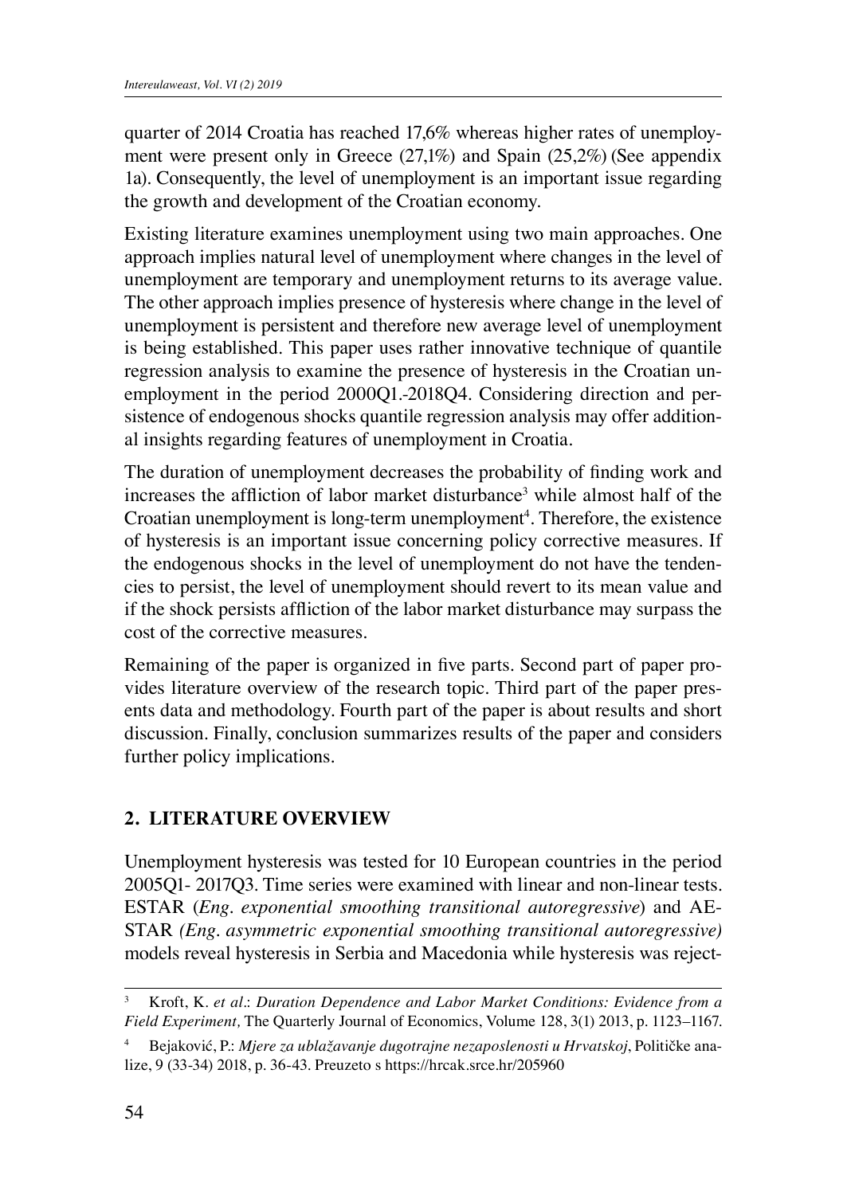quarter of 2014 Croatia has reached 17,6% whereas higher rates of unemployment were present only in Greece (27,1%) and Spain (25,2%) (See appendix 1a). Consequently, the level of unemployment is an important issue regarding the growth and development of the Croatian economy.

Existing literature examines unemployment using two main approaches. One approach implies natural level of unemployment where changes in the level of unemployment are temporary and unemployment returns to its average value. The other approach implies presence of hysteresis where change in the level of unemployment is persistent and therefore new average level of unemployment is being established. This paper uses rather innovative technique of quantile regression analysis to examine the presence of hysteresis in the Croatian unemployment in the period 2000Q1.-2018Q4. Considering direction and persistence of endogenous shocks quantile regression analysis may offer additional insights regarding features of unemployment in Croatia.

The duration of unemployment decreases the probability of finding work and increases the affliction of labor market disturbance[3] while almost half of the Croatian unemployment is long-term unemployment[4]. Therefore, the existence of hysteresis is an important issue concerning policy corrective measures. If the endogenous shocks in the level of unemployment do not have the tendencies to persist, the level of unemployment should revert to its mean value and if the shock persists affliction of the labor market disturbance may surpass the cost of the corrective measures.

Remaining of the paper is organized in five parts. Second part of paper provides literature overview of the research topic. Third part of the paper presents data and methodology. Fourth part of the paper is about results and short discussion. Finally, conclusion summarizes results of the paper and considers further policy implications.

## 2. LITERATURE OVERVIEW

Unemployment hysteresis was tested for 10 European countries in the period 2005Q1- 2017Q3. Time series were examined with linear and non-linear tests. ESTAR (*Eng. exponential smoothing transitional autoregressive*) and AESTAR *(Eng. asymmetric exponential smoothing transitional autoregressive)* models reveal hysteresis in Serbia and Macedonia while hysteresis was reject-

---

[3] Kroft, K. *et al*.: *Duration Dependence and Labor Market Conditions: Evidence from a Field Experiment,* The Quarterly Journal of Economics, Volume 128, 3(1) 2013, p. 1123–1167.

[4] Bejaković, P.: *Mjere za ublažavanje dugotrajne nezaposlenosti u Hrvatskoj*, Političke analize, 9 (33-34) 2018, p. 36-43. Preuzeto s https://hrcak.srce.hr/205960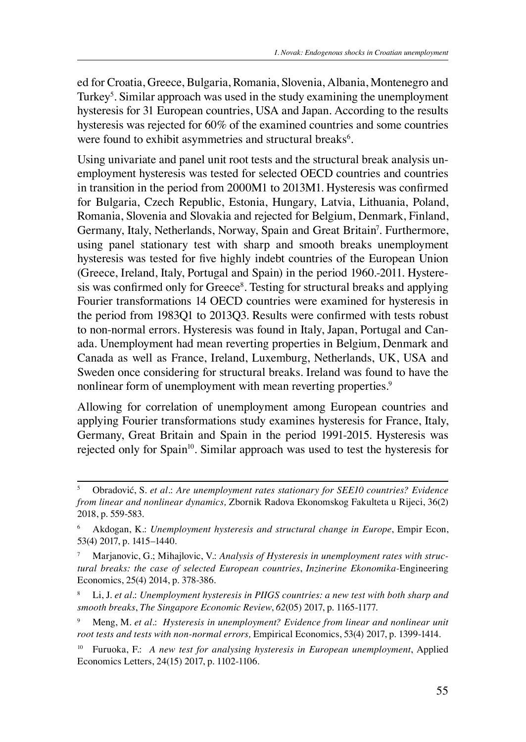ed for Croatia, Greece, Bulgaria, Romania, Slovenia, Albania, Montenegro and Turkey[5]. Similar approach was used in the study examining the unemployment hysteresis for 31 European countries, USA and Japan. According to the results hysteresis was rejected for 60% of the examined countries and some countries were found to exhibit asymmetries and structural breaks[6].

Using univariate and panel unit root tests and the structural break analysis unemployment hysteresis was tested for selected OECD countries and countries in transition in the period from 2000M1 to 2013M1. Hysteresis was confirmed for Bulgaria, Czech Republic, Estonia, Hungary, Latvia, Lithuania, Poland, Romania, Slovenia and Slovakia and rejected for Belgium, Denmark, Finland, Germany, Italy, Netherlands, Norway, Spain and Great Britain[7]. Furthermore, using panel stationary test with sharp and smooth breaks unemployment hysteresis was tested for five highly indebt countries of the European Union (Greece, Ireland, Italy, Portugal and Spain) in the period 1960.-2011. Hysteresis was confirmed only for Greece[8]. Testing for structural breaks and applying Fourier transformations 14 OECD countries were examined for hysteresis in the period from 1983Q1 to 2013Q3. Results were confirmed with tests robust to non-normal errors. Hysteresis was found in Italy, Japan, Portugal and Canada. Unemployment had mean reverting properties in Belgium, Denmark and Canada as well as France, Ireland, Luxemburg, Netherlands, UK, USA and Sweden once considering for structural breaks. Ireland was found to have the nonlinear form of unemployment with mean reverting properties.[9]

Allowing for correlation of unemployment among European countries and applying Fourier transformations study examines hysteresis for France, Italy, Germany, Great Britain and Spain in the period 1991-2015. Hysteresis was rejected only for Spain[10]. Similar approach was used to test the hysteresis for

---

[5] Obradović, S. *et al.*: *Are unemployment rates stationary for SEE10 countries? Evidence from linear and nonlinear dynamics,* Zbornik Radova Ekonomskog Fakulteta u Rijeci, 36(2) 2018, p. 559-583.

[6] Akdogan, K.: *Unemployment hysteresis and structural change in Europe*, Empir Econ, 53(4) 2017, p. 1415–1440.

[7] Marjanovic, G.; Mihajlovic, V.: *Analysis of Hysteresis in unemployment rates with structural breaks: the case of selected European countries*, *Inzinerine Ekonomika*-Engineering Economics, 25(4) 2014, p. 378-386.

[8] Li, J. *et al.*: *Unemployment hysteresis in PIIGS countries: a new test with both sharp and smooth breaks*, *The Singapore Economic Review*, *62*(05) 2017, p. 1165-1177.

[9] Meng, M. *et al.*: *Hysteresis in unemployment? Evidence from linear and nonlinear unit root tests and tests with non-normal errors,* Empirical Economics, 53(4) 2017, p. 1399-1414.

[10] Furuoka, F.: *A new test for analysing hysteresis in European unemployment*, Applied Economics Letters, 24(15) 2017, p. 1102-1106.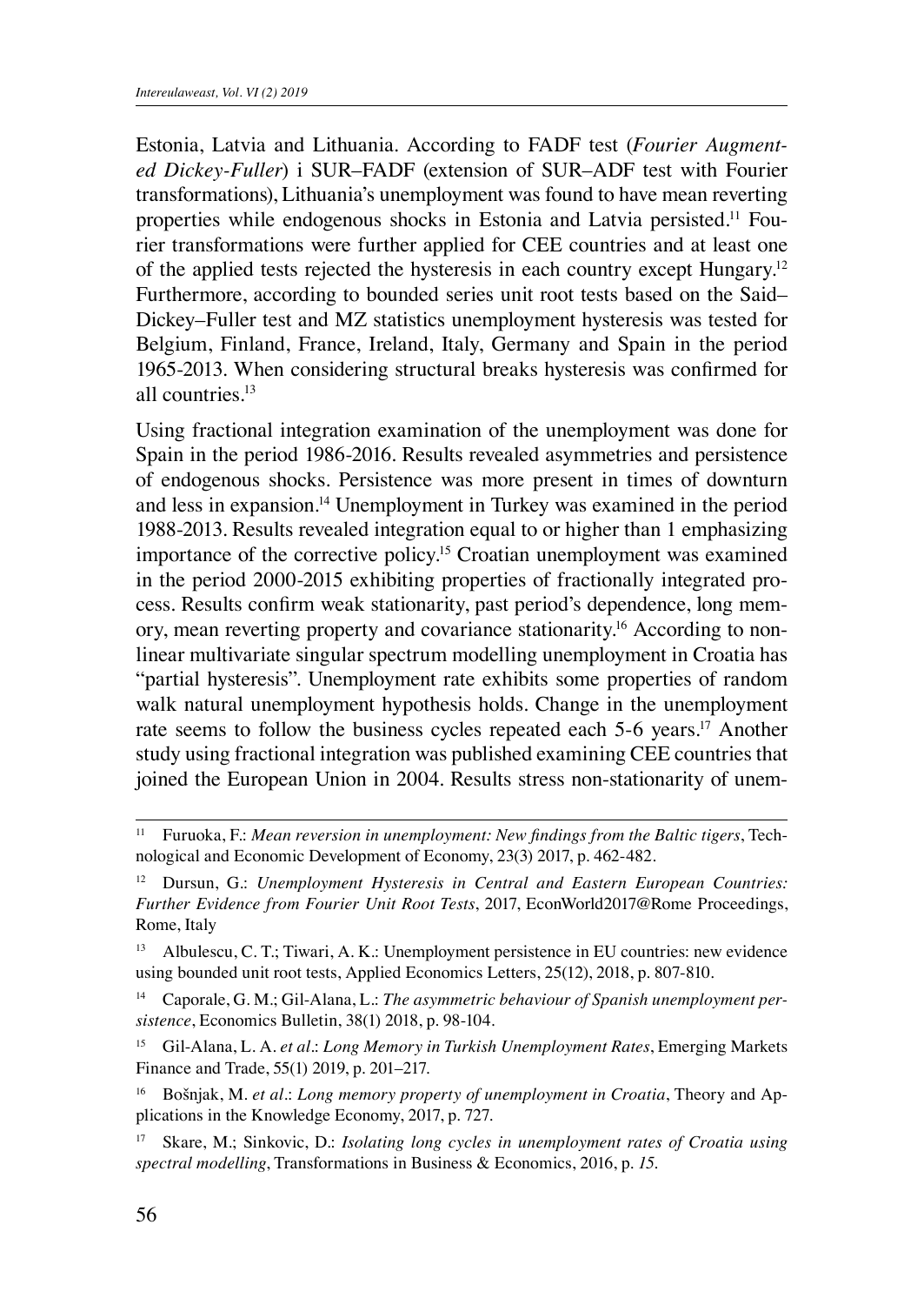Estonia, Latvia and Lithuania. According to FADF test (*Fourier Augmented Dickey-Fuller*) i SUR–FADF (extension of SUR–ADF test with Fourier transformations), Lithuania's unemployment was found to have mean reverting properties while endogenous shocks in Estonia and Latvia persisted.[11] Fourier transformations were further applied for CEE countries and at least one of the applied tests rejected the hysteresis in each country except Hungary.[12] Furthermore, according to bounded series unit root tests based on the Said–Dickey–Fuller test and MZ statistics unemployment hysteresis was tested for Belgium, Finland, France, Ireland, Italy, Germany and Spain in the period 1965-2013. When considering structural breaks hysteresis was confirmed for all countries.[13]

Using fractional integration examination of the unemployment was done for Spain in the period 1986-2016. Results revealed asymmetries and persistence of endogenous shocks. Persistence was more present in times of downturn and less in expansion.[14] Unemployment in Turkey was examined in the period 1988-2013. Results revealed integration equal to or higher than 1 emphasizing importance of the corrective policy.[15] Croatian unemployment was examined in the period 2000-2015 exhibiting properties of fractionally integrated process. Results confirm weak stationarity, past period's dependence, long memory, mean reverting property and covariance stationarity.[16] According to nonlinear multivariate singular spectrum modelling unemployment in Croatia has "partial hysteresis". Unemployment rate exhibits some properties of random walk natural unemployment hypothesis holds. Change in the unemployment rate seems to follow the business cycles repeated each 5-6 years.[17] Another study using fractional integration was published examining CEE countries that joined the European Union in 2004. Results stress non-stationarity of unem-

---

[11] Furuoka, F.: *Mean reversion in unemployment: New findings from the Baltic tigers*, Technological and Economic Development of Economy, 23(3) 2017, p. 462-482.

[12] Dursun, G.: *Unemployment Hysteresis in Central and Eastern European Countries: Further Evidence from Fourier Unit Root Tests*, 2017, EconWorld2017@Rome Proceedings, Rome, Italy

[13] Albulescu, C. T.; Tiwari, A. K.: Unemployment persistence in EU countries: new evidence using bounded unit root tests, Applied Economics Letters, 25(12), 2018, p. 807-810.

[14] Caporale, G. M.; Gil-Alana, L.: *The asymmetric behaviour of Spanish unemployment persistence*, Economics Bulletin, 38(1) 2018, p. 98-104.

[15] Gil-Alana, L. A. *et al*.: *Long Memory in Turkish Unemployment Rates*, Emerging Markets Finance and Trade, 55(1) 2019, p. 201–217.

[16] Bošnjak, M. *et al*.: *Long memory property of unemployment in Croatia*, Theory and Applications in the Knowledge Economy, 2017, p. 727.

[17] Skare, M.; Sinkovic, D.: *Isolating long cycles in unemployment rates of Croatia using spectral modelling*, Transformations in Business & Economics, 2016, p. *15*.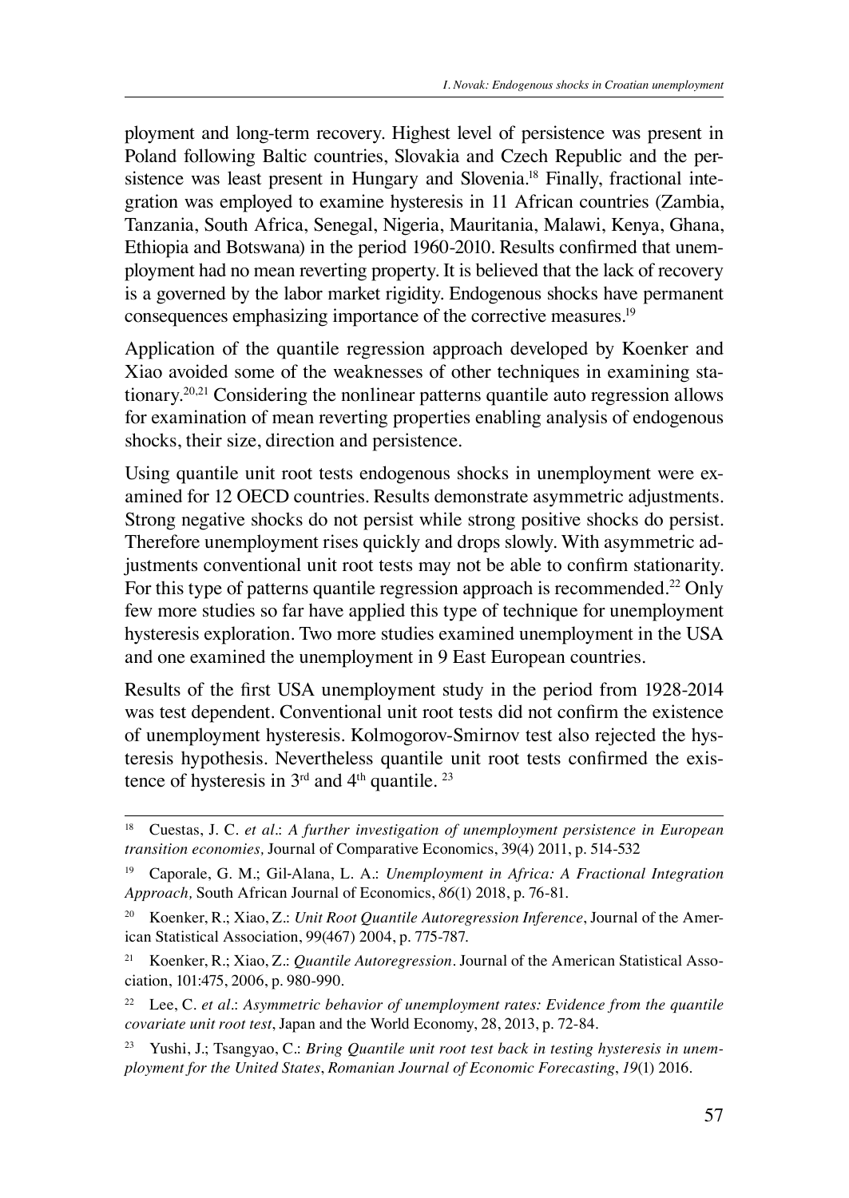ployment and long-term recovery. Highest level of persistence was present in Poland following Baltic countries, Slovakia and Czech Republic and the persistence was least present in Hungary and Slovenia.[18] Finally, fractional integration was employed to examine hysteresis in 11 African countries (Zambia, Tanzania, South Africa, Senegal, Nigeria, Mauritania, Malawi, Kenya, Ghana, Ethiopia and Botswana) in the period 1960-2010. Results confirmed that unemployment had no mean reverting property. It is believed that the lack of recovery is a governed by the labor market rigidity. Endogenous shocks have permanent consequences emphasizing importance of the corrective measures.[19]

Application of the quantile regression approach developed by Koenker and Xiao avoided some of the weaknesses of other techniques in examining stationary.[20,21] Considering the nonlinear patterns quantile auto regression allows for examination of mean reverting properties enabling analysis of endogenous shocks, their size, direction and persistence.

Using quantile unit root tests endogenous shocks in unemployment were examined for 12 OECD countries. Results demonstrate asymmetric adjustments. Strong negative shocks do not persist while strong positive shocks do persist. Therefore unemployment rises quickly and drops slowly. With asymmetric adjustments conventional unit root tests may not be able to confirm stationarity. For this type of patterns quantile regression approach is recommended.[22] Only few more studies so far have applied this type of technique for unemployment hysteresis exploration. Two more studies examined unemployment in the USA and one examined the unemployment in 9 East European countries.

Results of the first USA unemployment study in the period from 1928-2014 was test dependent. Conventional unit root tests did not confirm the existence of unemployment hysteresis. Kolmogorov-Smirnov test also rejected the hysteresis hypothesis. Nevertheless quantile unit root tests confirmed the existence of hysteresis in 3rd and 4th quantile. [23]

---

[18] Cuestas, J. C. *et al*.: *A further investigation of unemployment persistence in European transition economies,* Journal of Comparative Economics, 39(4) 2011, p. 514-532

[19] Caporale, G. M.; Gil-Alana, L. A.: *Unemployment in Africa: A Fractional Integration Approach,* South African Journal of Economics, *86*(1) 2018, p. 76-81.

[20] Koenker, R.; Xiao, Z.: *Unit Root Quantile Autoregression Inference*, Journal of the American Statistical Association, 99(467) 2004, p. 775-787.

[21] Koenker, R.; Xiao, Z.: *Quantile Autoregression*. Journal of the American Statistical Association, 101:475, 2006, p. 980-990.

[22] Lee, C. *et al*.: *Asymmetric behavior of unemployment rates: Evidence from the quantile covariate unit root test*, Japan and the World Economy, 28, 2013, p. 72-84.

[23] Yushi, J.; Tsangyao, C.: *Bring Quantile unit root test back in testing hysteresis in unemployment for the United States*, *Romanian Journal of Economic Forecasting*, *19*(1) 2016.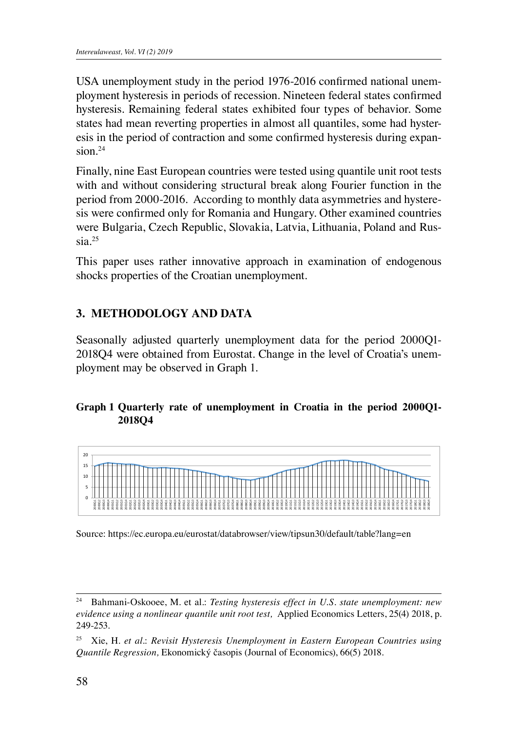USA unemployment study in the period 1976-2016 confirmed national unemployment hysteresis in periods of recession. Nineteen federal states confirmed hysteresis. Remaining federal states exhibited four types of behavior. Some states had mean reverting properties in almost all quantiles, some had hysteresis in the period of contraction and some confirmed hysteresis during expansion.[24]

Finally, nine East European countries were tested using quantile unit root tests with and without considering structural break along Fourier function in the period from 2000-2016. According to monthly data asymmetries and hysteresis were confirmed only for Romania and Hungary. Other examined countries were Bulgaria, Czech Republic, Slovakia, Latvia, Lithuania, Poland and Russia.[25]

This paper uses rather innovative approach in examination of endogenous shocks properties of the Croatian unemployment.

## 3. METHODOLOGY AND DATA

Seasonally adjusted quarterly unemployment data for the period 2000Q1-2018Q4 were obtained from Eurostat. Change in the level of Croatia's unemployment may be observed in Graph 1.

**Graph 1 Quarterly rate of unemployment in Croatia in the period 2000Q1-2018Q4**

Source: https://ec.europa.eu/eurostat/databrowser/view/tipsun30/default/table?lang=en

---

[24] Bahmani-Oskooee, M. et al.: *Testing hysteresis effect in U.S. state unemployment: new evidence using a nonlinear quantile unit root test,* Applied Economics Letters, 25(4) 2018, p. 249-253.

[25] Xie, H. *et al*.: *Revisit Hysteresis Unemployment in Eastern European Countries using Quantile Regression,* Ekonomický časopis (Journal of Economics), 66(5) 2018.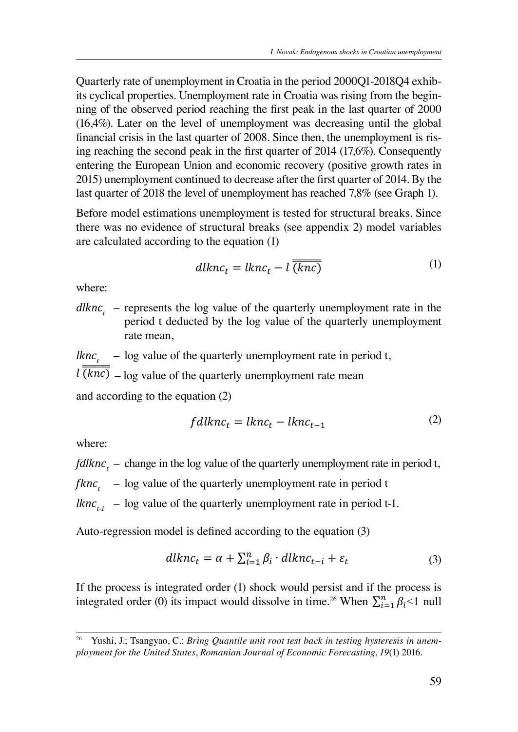Quarterly rate of unemployment in Croatia in the period 2000Q1-2018Q4 exhibits cyclical properties. Unemployment rate in Croatia was rising from the beginning of the observed period reaching the first peak in the last quarter of 2000 (16,4%). Later on the level of unemployment was decreasing until the global financial crisis in the last quarter of 2008. Since then, the unemployment is rising reaching the second peak in the first quarter of 2014 (17,6%). Consequently entering the European Union and economic recovery (positive growth rates in 2015) unemployment continued to decrease after the first quarter of 2014. By the last quarter of 2018 the level of unemployment has reached 7,8% (see Graph 1).

Before model estimations unemployment is tested for structural breaks. Since there was no evidence of structural breaks (see appendix 2) model variables are calculated according to the equation (1)

$$dlknc_t = lknc_t - l\,\overline{\overline{(knc)}} \tag{1}$$

where:

$dlknc_t$ – represents the log value of the quarterly unemployment rate in the period t deducted by the log value of the quarterly unemployment rate mean,

$lknc_t$ – log value of the quarterly unemployment rate in period t,

$l\,\overline{\overline{(knc)}}$ – log value of the quarterly unemployment rate mean

and according to the equation (2)

$$fdlknc_t = lknc_t - lknc_{t-1} \tag{2}$$

where:

$fdlknc_t$ – change in the log value of the quarterly unemployment rate in period t,

$fknc_t$ – log value of the quarterly unemployment rate in period t

$lknc_{t-1}$ – log value of the quarterly unemployment rate in period t-1.

Auto-regression model is defined according to the equation (3)

$$dlknc_t = \alpha + \sum_{i=1}^{n} \beta_i \cdot dlknc_{t-i} + \varepsilon_t \tag{3}$$

If the process is integrated order (1) shock would persist and if the process is integrated order (0) its impact would dissolve in time.[26] When $\sum_{i=1}^{n} \beta_i < 1$ null

[26] Yushi, J.; Tsangyao, C.: *Bring Quantile unit root test back in testing hysteresis in unemployment for the United States*, *Romanian Journal of Economic Forecasting*, *19*(1) 2016.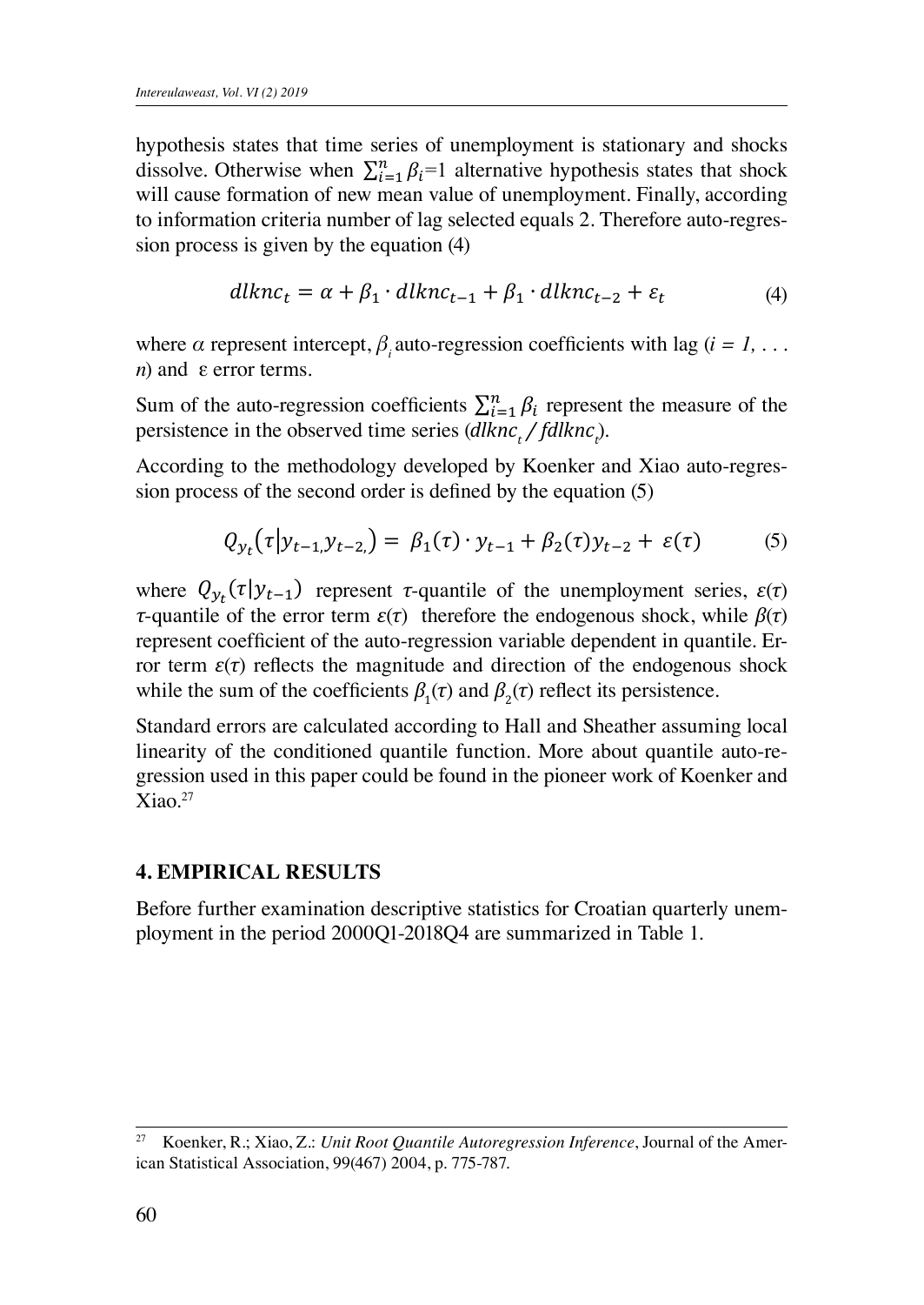hypothesis states that time series of unemployment is stationary and shocks dissolve. Otherwise when $\sum_{i=1}^{n} \beta_i=1$ alternative hypothesis states that shock will cause formation of new mean value of unemployment. Finally, according to information criteria number of lag selected equals 2. Therefore auto-regression process is given by the equation (4)

$$dlknc_t = \alpha + \beta_1 \cdot dlknc_{t-1} + \beta_1 \cdot dlknc_{t-2} + \varepsilon_t \tag{4}$$

where $\alpha$ represent intercept, $\beta_i$ auto-regression coefficients with lag ($i = 1, \ldots n$) and ε error terms.

Sum of the auto-regression coefficients $\sum_{i=1}^{n} \beta_i$ represent the measure of the persistence in the observed time series ($dlknc_t$ / $fdlknc_t$).

According to the methodology developed by Koenker and Xiao auto-regression process of the second order is defined by the equation (5)

$$Q_{y_t}(\tau | y_{t-1,} y_{t-2,}) = \beta_1(\tau) \cdot y_{t-1} + \beta_2(\tau) y_{t-2} + \varepsilon(\tau) \tag{5}$$

where $Q_{y_t}(\tau | y_{t-1})$ represent $\tau$-quantile of the unemployment series, $\varepsilon(\tau)$ $\tau$-quantile of the error term $\varepsilon(\tau)$ therefore the endogenous shock, while $\beta(\tau)$ represent coefficient of the auto-regression variable dependent in quantile. Error term $\varepsilon(\tau)$ reflects the magnitude and direction of the endogenous shock while the sum of the coefficients $\beta_1(\tau)$ and $\beta_2(\tau)$ reflect its persistence.

Standard errors are calculated according to Hall and Sheather assuming local linearity of the conditioned quantile function. More about quantile auto-regression used in this paper could be found in the pioneer work of Koenker and Xiao.[27]

## 4. EMPIRICAL RESULTS

Before further examination descriptive statistics for Croatian quarterly unemployment in the period 2000Q1-2018Q4 are summarized in Table 1.

---

[27] Koenker, R.; Xiao, Z.: *Unit Root Quantile Autoregression Inference*, Journal of the American Statistical Association, 99(467) 2004, p. 775-787.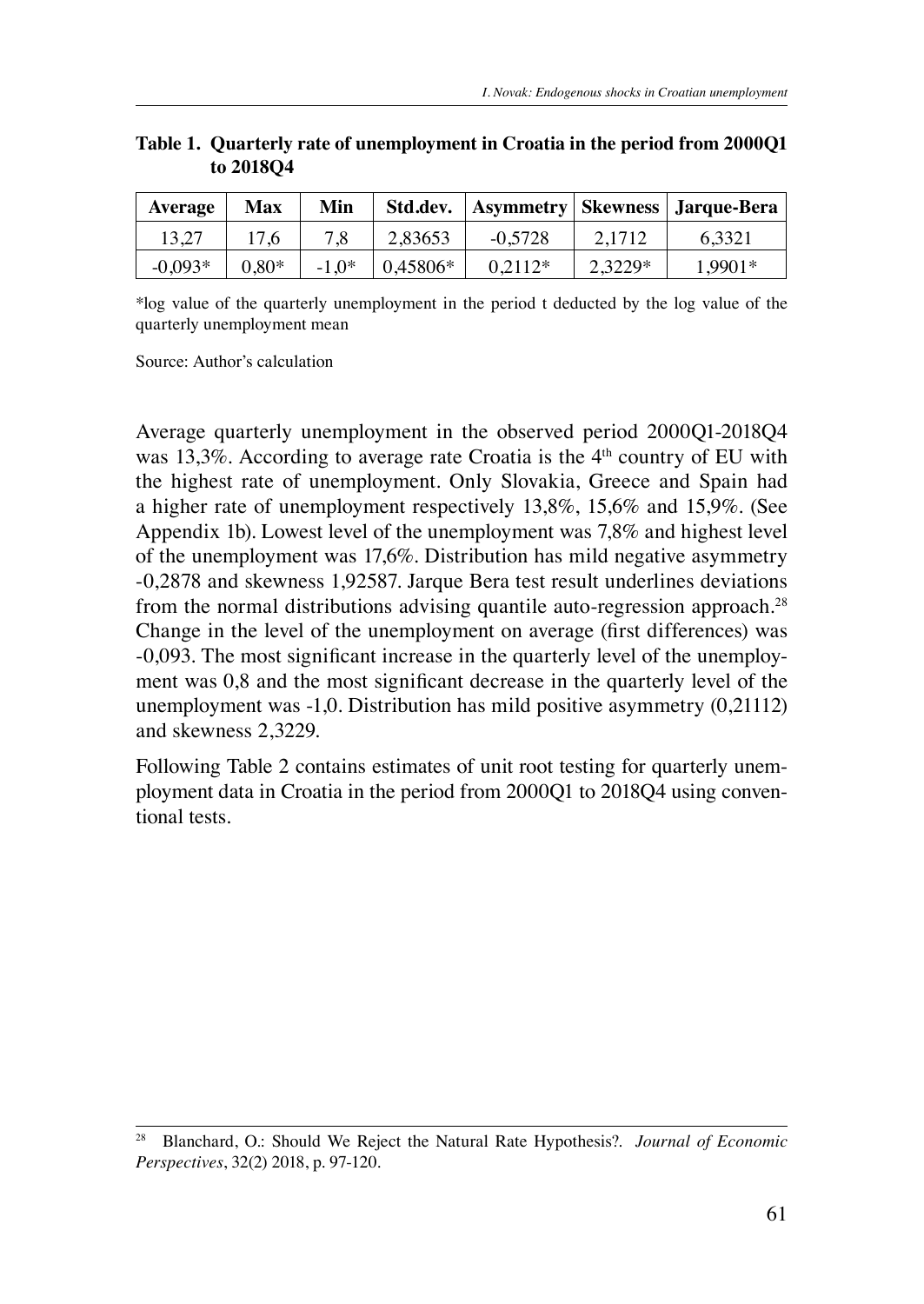**Table 1. Quarterly rate of unemployment in Croatia in the period from 2000Q1 to 2018Q4**

| Average | Max | Min | Std.dev. | Asymmetry | Skewness | Jarque-Bera |
|---|---|---|---|---|---|---|
| 13,27 | 17,6 | 7,8 | 2,83653 | -0,5728 | 2,1712 | 6,3321 |
| -0,093* | 0,80* | -1,0* | 0,45806* | 0,2112* | 2,3229* | 1,9901* |

*log value of the quarterly unemployment in the period t deducted by the log value of the quarterly unemployment mean

Source: Author's calculation

Average quarterly unemployment in the observed period 2000Q1-2018Q4 was 13,3%. According to average rate Croatia is the 4th country of EU with the highest rate of unemployment. Only Slovakia, Greece and Spain had a higher rate of unemployment respectively 13,8%, 15,6% and 15,9%. (See Appendix 1b). Lowest level of the unemployment was 7,8% and highest level of the unemployment was 17,6%. Distribution has mild negative asymmetry -0,2878 and skewness 1,92587. Jarque Bera test result underlines deviations from the normal distributions advising quantile auto-regression approach.[28] Change in the level of the unemployment on average (first differences) was -0,093. The most significant increase in the quarterly level of the unemployment was 0,8 and the most significant decrease in the quarterly level of the unemployment was -1,0. Distribution has mild positive asymmetry (0,21112) and skewness 2,3229.

Following Table 2 contains estimates of unit root testing for quarterly unemployment data in Croatia in the period from 2000Q1 to 2018Q4 using conventional tests.

---

[28] Blanchard, O.: Should We Reject the Natural Rate Hypothesis?. *Journal of Economic Perspectives*, 32(2) 2018, p. 97-120.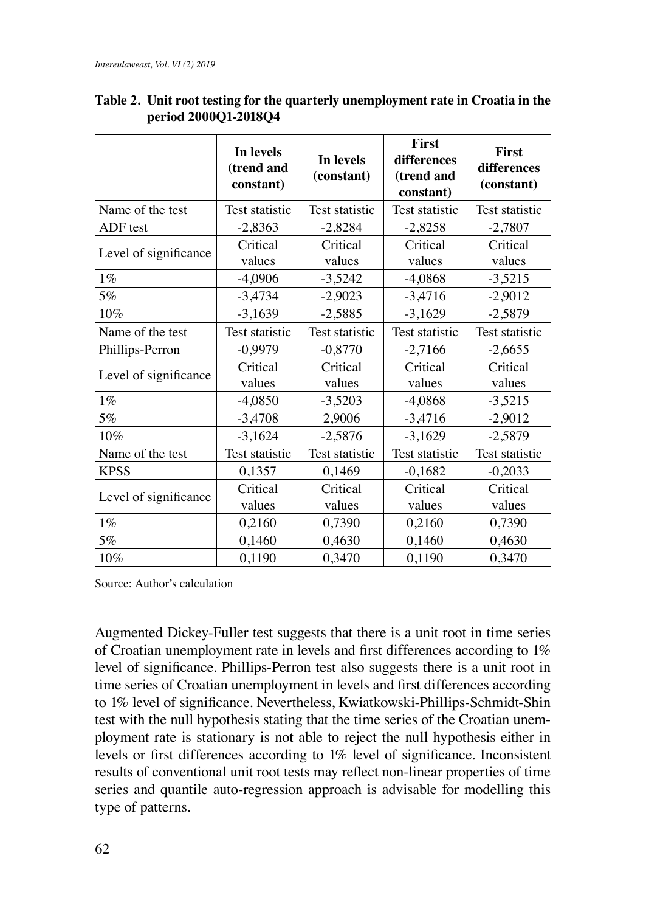**Table 2. Unit root testing for the quarterly unemployment rate in Croatia in the period 2000Q1-2018Q4**

| | **In levels (trend and constant)** | **In levels (constant)** | **First differences (trend and constant)** | **First differences (constant)** |
|---|---|---|---|---|
| Name of the test | Test statistic | Test statistic | Test statistic | Test statistic |
| ADF test | -2,8363 | -2,8284 | -2,8258 | -2,7807 |
| Level of significance | Critical values | Critical values | Critical values | Critical values |
| 1% | -4,0906 | -3,5242 | -4,0868 | -3,5215 |
| 5% | -3,4734 | -2,9023 | -3,4716 | -2,9012 |
| 10% | -3,1639 | -2,5885 | -3,1629 | -2,5879 |
| Name of the test | Test statistic | Test statistic | Test statistic | Test statistic |
| Phillips-Perron | -0,9979 | -0,8770 | -2,7166 | -2,6655 |
| Level of significance | Critical values | Critical values | Critical values | Critical values |
| 1% | -4,0850 | -3,5203 | -4,0868 | -3,5215 |
| 5% | -3,4708 | 2,9006 | -3,4716 | -2,9012 |
| 10% | -3,1624 | -2,5876 | -3,1629 | -2,5879 |
| Name of the test | Test statistic | Test statistic | Test statistic | Test statistic |
| KPSS | 0,1357 | 0,1469 | -0,1682 | -0,2033 |
| Level of significance | Critical values | Critical values | Critical values | Critical values |
| 1% | 0,2160 | 0,7390 | 0,2160 | 0,7390 |
| 5% | 0,1460 | 0,4630 | 0,1460 | 0,4630 |
| 10% | 0,1190 | 0,3470 | 0,1190 | 0,3470 |

Source: Author's calculation

Augmented Dickey-Fuller test suggests that there is a unit root in time series of Croatian unemployment rate in levels and first differences according to 1% level of significance. Phillips-Perron test also suggests there is a unit root in time series of Croatian unemployment in levels and first differences according to 1% level of significance. Nevertheless, Kwiatkowski-Phillips-Schmidt-Shin test with the null hypothesis stating that the time series of the Croatian unemployment rate is stationary is not able to reject the null hypothesis either in levels or first differences according to 1% level of significance. Inconsistent results of conventional unit root tests may reflect non-linear properties of time series and quantile auto-regression approach is advisable for modelling this type of patterns.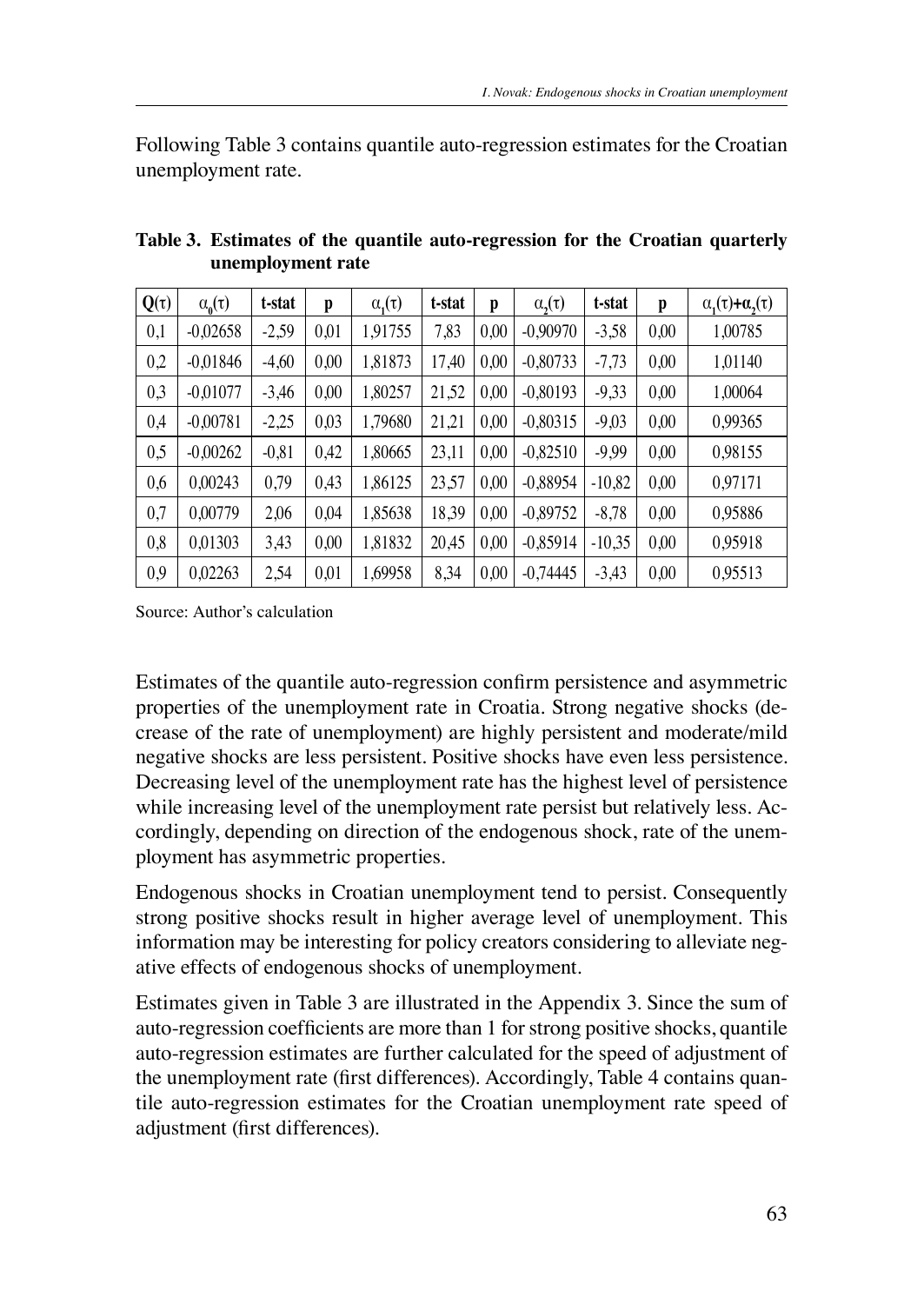Following Table 3 contains quantile auto-regression estimates for the Croatian unemployment rate.

**Table 3. Estimates of the quantile auto-regression for the Croatian quarterly unemployment rate**

| $Q(\tau)$ | $\alpha_0(\tau)$ | t-stat | p | $\alpha_1(\tau)$ | t-stat | p | $\alpha_2(\tau)$ | t-stat | p | $\alpha_1(\tau)+\alpha_2(\tau)$ |
|---|---|---|---|---|---|---|---|---|---|---|
| 0,1 | -0,02658 | -2,59 | 0,01 | 1,91755 | 7,83 | 0,00 | -0,90970 | -3,58 | 0,00 | 1,00785 |
| 0,2 | -0,01846 | -4,60 | 0,00 | 1,81873 | 17,40 | 0,00 | -0,80733 | -7,73 | 0,00 | 1,01140 |
| 0,3 | -0,01077 | -3,46 | 0,00 | 1,80257 | 21,52 | 0,00 | -0,80193 | -9,33 | 0,00 | 1,00064 |
| 0,4 | -0,00781 | -2,25 | 0,03 | 1,79680 | 21,21 | 0,00 | -0,80315 | -9,03 | 0,00 | 0,99365 |
| 0,5 | -0,00262 | -0,81 | 0,42 | 1,80665 | 23,11 | 0,00 | -0,82510 | -9,99 | 0,00 | 0,98155 |
| 0,6 | 0,00243 | 0,79 | 0,43 | 1,86125 | 23,57 | 0,00 | -0,88954 | -10,82 | 0,00 | 0,97171 |
| 0,7 | 0,00779 | 2,06 | 0,04 | 1,85638 | 18,39 | 0,00 | -0,89752 | -8,78 | 0,00 | 0,95886 |
| 0,8 | 0,01303 | 3,43 | 0,00 | 1,81832 | 20,45 | 0,00 | -0,85914 | -10,35 | 0,00 | 0,95918 |
| 0,9 | 0,02263 | 2,54 | 0,01 | 1,69958 | 8,34 | 0,00 | -0,74445 | -3,43 | 0,00 | 0,95513 |

Source: Author's calculation

Estimates of the quantile auto-regression confirm persistence and asymmetric properties of the unemployment rate in Croatia. Strong negative shocks (decrease of the rate of unemployment) are highly persistent and moderate/mild negative shocks are less persistent. Positive shocks have even less persistence. Decreasing level of the unemployment rate has the highest level of persistence while increasing level of the unemployment rate persist but relatively less. Accordingly, depending on direction of the endogenous shock, rate of the unemployment has asymmetric properties.

Endogenous shocks in Croatian unemployment tend to persist. Consequently strong positive shocks result in higher average level of unemployment. This information may be interesting for policy creators considering to alleviate negative effects of endogenous shocks of unemployment.

Estimates given in Table 3 are illustrated in the Appendix 3. Since the sum of auto-regression coefficients are more than 1 for strong positive shocks, quantile auto-regression estimates are further calculated for the speed of adjustment of the unemployment rate (first differences). Accordingly, Table 4 contains quantile auto-regression estimates for the Croatian unemployment rate speed of adjustment (first differences).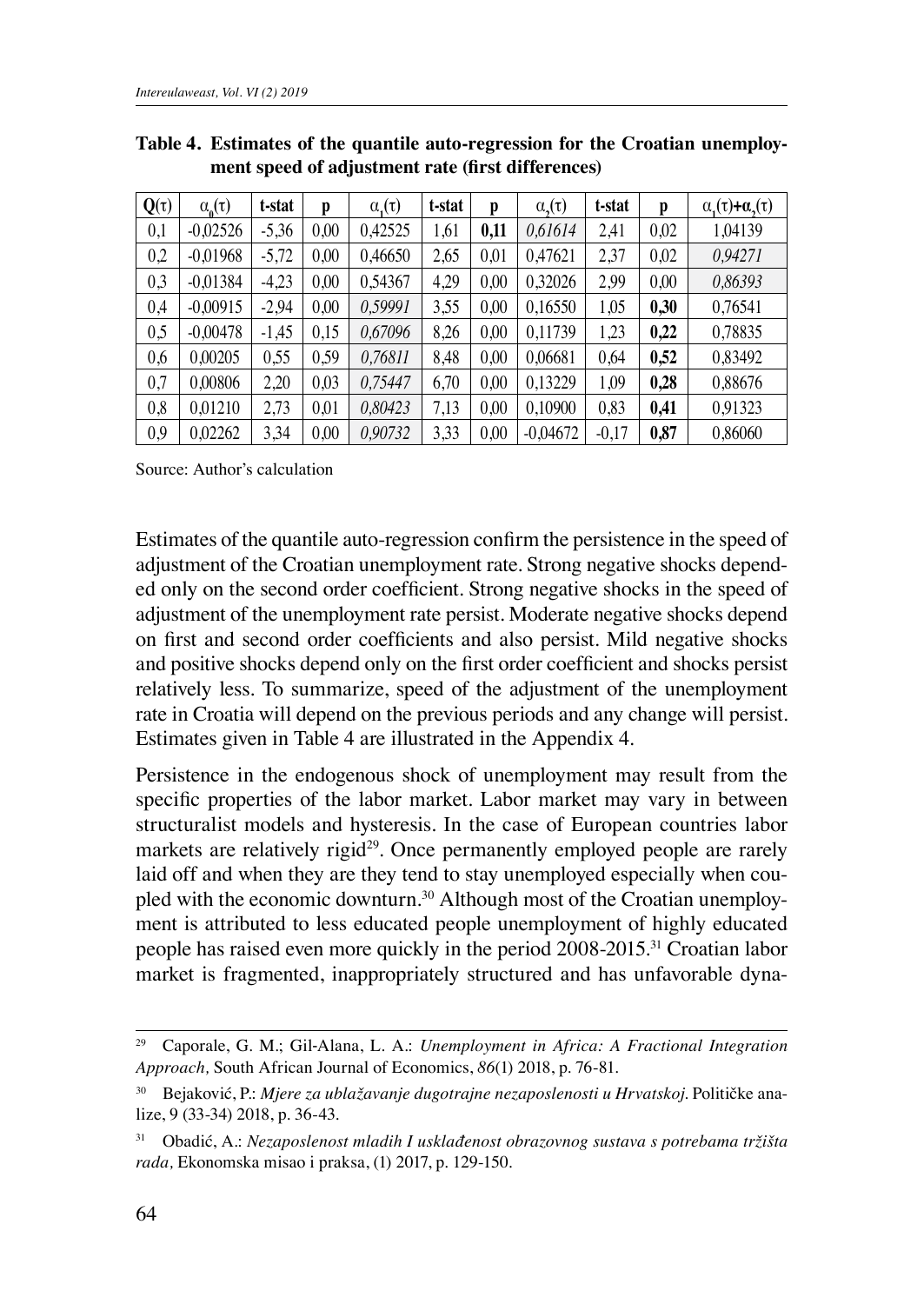**Table 4. Estimates of the quantile auto-regression for the Croatian unemployment speed of adjustment rate (first differences)**

| $Q(\tau)$ | $\alpha_0(\tau)$ | t-stat | p | $\alpha_1(\tau)$ | t-stat | p | $\alpha_2(\tau)$ | t-stat | p | $\alpha_1(\tau)+\alpha_2(\tau)$ |
|---|---|---|---|---|---|---|---|---|---|---|
| 0,1 | -0,02526 | -5,36 | 0,00 | 0,42525 | 1,61 | **0,11** | *0,61614* | 2,41 | 0,02 | 1,04139 |
| 0,2 | -0,01968 | -5,72 | 0,00 | 0,46650 | 2,65 | 0,01 | 0,47621 | 2,37 | 0,02 | *0,94271* |
| 0,3 | -0,01384 | -4,23 | 0,00 | 0,54367 | 4,29 | 0,00 | 0,32026 | 2,99 | 0,00 | *0,86393* |
| 0,4 | -0,00915 | -2,94 | 0,00 | *0,59991* | 3,55 | 0,00 | 0,16550 | 1,05 | **0,30** | 0,76541 |
| 0,5 | -0,00478 | -1,45 | 0,15 | *0,67096* | 8,26 | 0,00 | 0,11739 | 1,23 | **0,22** | 0,78835 |
| 0,6 | 0,00205 | 0,55 | 0,59 | *0,76811* | 8,48 | 0,00 | 0,06681 | 0,64 | **0,52** | 0,83492 |
| 0,7 | 0,00806 | 2,20 | 0,03 | *0,75447* | 6,70 | 0,00 | 0,13229 | 1,09 | **0,28** | 0,88676 |
| 0,8 | 0,01210 | 2,73 | 0,01 | *0,80423* | 7,13 | 0,00 | 0,10900 | 0,83 | **0,41** | 0,91323 |
| 0,9 | 0,02262 | 3,34 | 0,00 | *0,90732* | 3,33 | 0,00 | -0,04672 | -0,17 | **0,87** | 0,86060 |

Source: Author's calculation

Estimates of the quantile auto-regression confirm the persistence in the speed of adjustment of the Croatian unemployment rate. Strong negative shocks depended only on the second order coefficient. Strong negative shocks in the speed of adjustment of the unemployment rate persist. Moderate negative shocks depend on first and second order coefficients and also persist. Mild negative shocks and positive shocks depend only on the first order coefficient and shocks persist relatively less. To summarize, speed of the adjustment of the unemployment rate in Croatia will depend on the previous periods and any change will persist. Estimates given in Table 4 are illustrated in the Appendix 4.

Persistence in the endogenous shock of unemployment may result from the specific properties of the labor market. Labor market may vary in between structuralist models and hysteresis. In the case of European countries labor markets are relatively rigid[29]. Once permanently employed people are rarely laid off and when they are they tend to stay unemployed especially when coupled with the economic downturn.[30] Although most of the Croatian unemployment is attributed to less educated people unemployment of highly educated people has raised even more quickly in the period 2008-2015.[31] Croatian labor market is fragmented, inappropriately structured and has unfavorable dyna-

---

[29] Caporale, G. M.; Gil-Alana, L. A.: *Unemployment in Africa: A Fractional Integration Approach,* South African Journal of Economics, *86*(1) 2018, p. 76-81.

[30] Bejaković, P.: *Mjere za ublažavanje dugotrajne nezaposlenosti u Hrvatskoj.* Političke analize, 9 (33-34) 2018, p. 36-43.

[31] Obadić, A.: *Nezaposlenost mladih I usklađenost obrazovnog sustava s potrebama tržišta rada,* Ekonomska misao i praksa, (1) 2017, p. 129-150.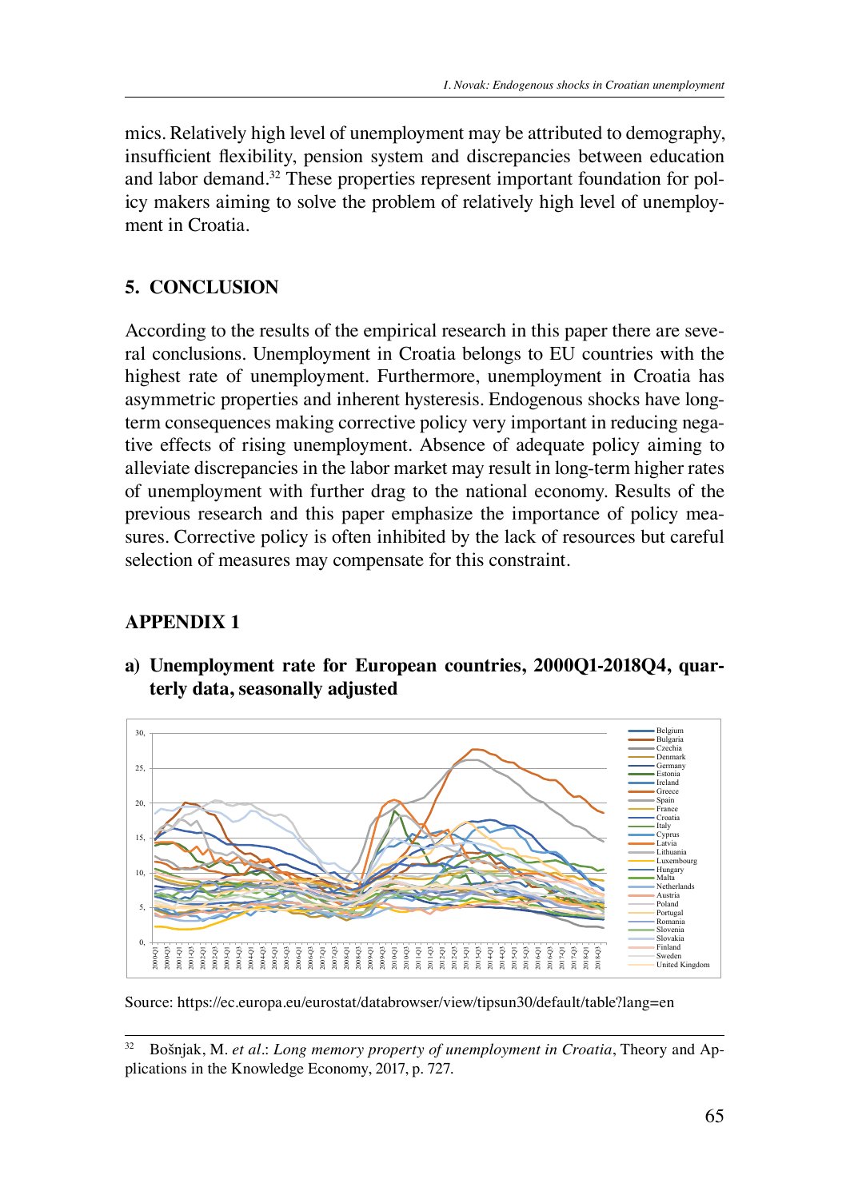mics. Relatively high level of unemployment may be attributed to demography, insufficient flexibility, pension system and discrepancies between education and labor demand.[32] These properties represent important foundation for policy makers aiming to solve the problem of relatively high level of unemployment in Croatia.

## 5. CONCLUSION

According to the results of the empirical research in this paper there are several conclusions. Unemployment in Croatia belongs to EU countries with the highest rate of unemployment. Furthermore, unemployment in Croatia has asymmetric properties and inherent hysteresis. Endogenous shocks have long-term consequences making corrective policy very important in reducing negative effects of rising unemployment. Absence of adequate policy aiming to alleviate discrepancies in the labor market may result in long-term higher rates of unemployment with further drag to the national economy. Results of the previous research and this paper emphasize the importance of policy measures. Corrective policy is often inhibited by the lack of resources but careful selection of measures may compensate for this constraint.

## APPENDIX 1

**a) Unemployment rate for European countries, 2000Q1-2018Q4, quarterly data, seasonally adjusted**

Source: https://ec.europa.eu/eurostat/databrowser/view/tipsun30/default/table?lang=en

[32] Bošnjak, M. *et al.*: *Long memory property of unemployment in Croatia*, Theory and Applications in the Knowledge Economy, 2017, p. 727.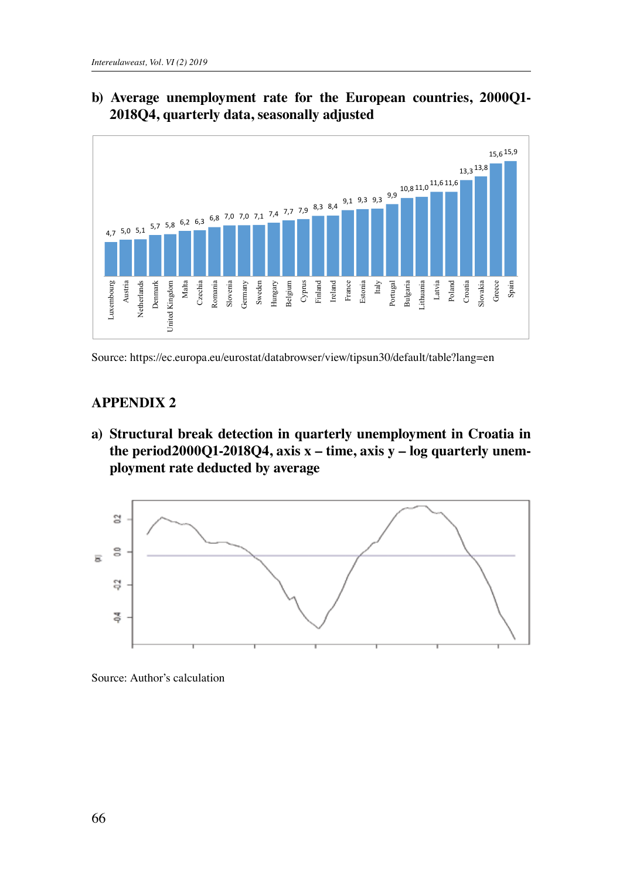b) **Average unemployment rate for the European countries, 2000Q1-2018Q4, quarterly data, seasonally adjusted**

| Country | Rate |
|---|---|
| Luxembourg | 4,7 |
| Austria | 5,0 |
| Netherlands | 5,1 |
| Denmark | 5,7 |
| United Kingdom | 5,8 |
| Malta | 6,2 |
| Czechia | 6,3 |
| Romania | 6,8 |
| Slovenia | 7,0 |
| Germany | 7,0 |
| Sweden | 7,1 |
| Hungary | 7,4 |
| Belgium | 7,7 |
| Cyprus | 7,9 |
| Finland | 8,3 |
| Ireland | 8,4 |
| France | 9,1 |
| Estonia | 9,3 |
| Italy | 9,3 |
| Portugal | 9,9 |
| Bulgaria | 10,8 |
| Lithuania | 11,0 |
| Latvia | 11,6 |
| Poland | 11,6 |
| Croatia | 13,3 |
| Slovakia | 13,8 |
| Greece | 15,6 |
| Spain | 15,9 |

Source: https://ec.europa.eu/eurostat/databrowser/view/tipsun30/default/table?lang=en

## APPENDIX 2

a) **Structural break detection in quarterly unemployment in Croatia in the period2000Q1-2018Q4, axis x – time, axis y – log quarterly unemployment rate deducted by average**

Source: Author's calculation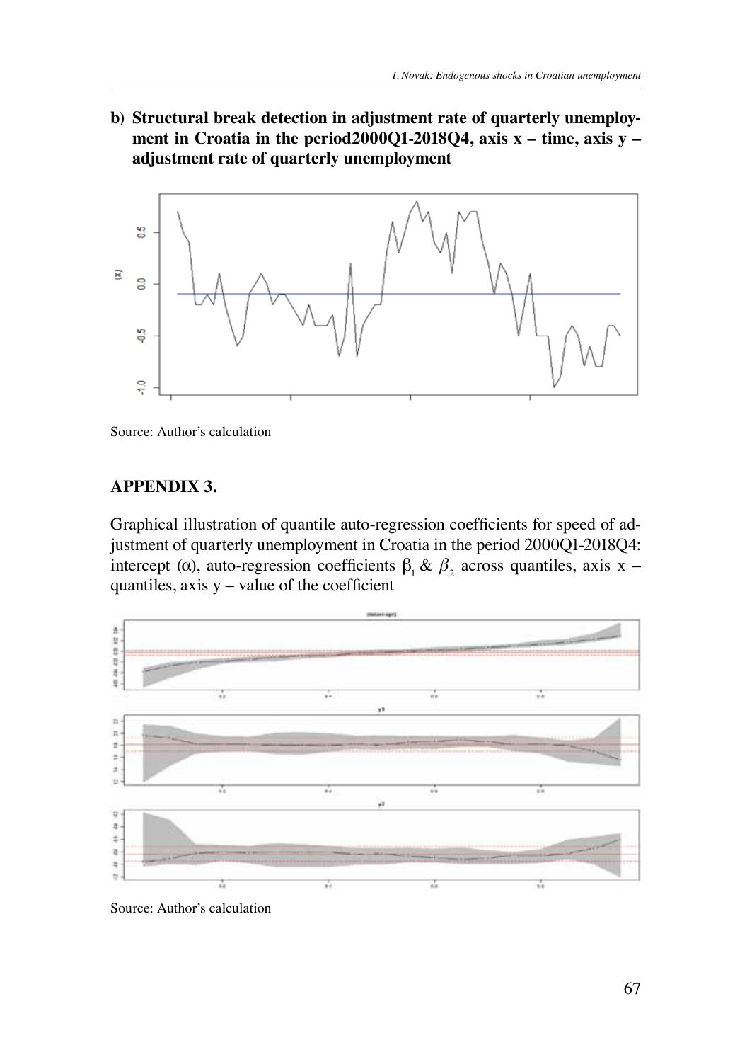**b) Structural break detection in adjustment rate of quarterly unemployment in Croatia in the period2000Q1-2018Q4, axis x – time, axis y – adjustment rate of quarterly unemployment**

Source: Author's calculation

## APPENDIX 3.

Graphical illustration of quantile auto-regression coefficients for speed of adjustment of quarterly unemployment in Croatia in the period 2000Q1-2018Q4: intercept ($\alpha$), auto-regression coefficients $\beta_1$ & $\beta_2$ across quantiles, axis x – quantiles, axis y – value of the coefficient

Source: Author's calculation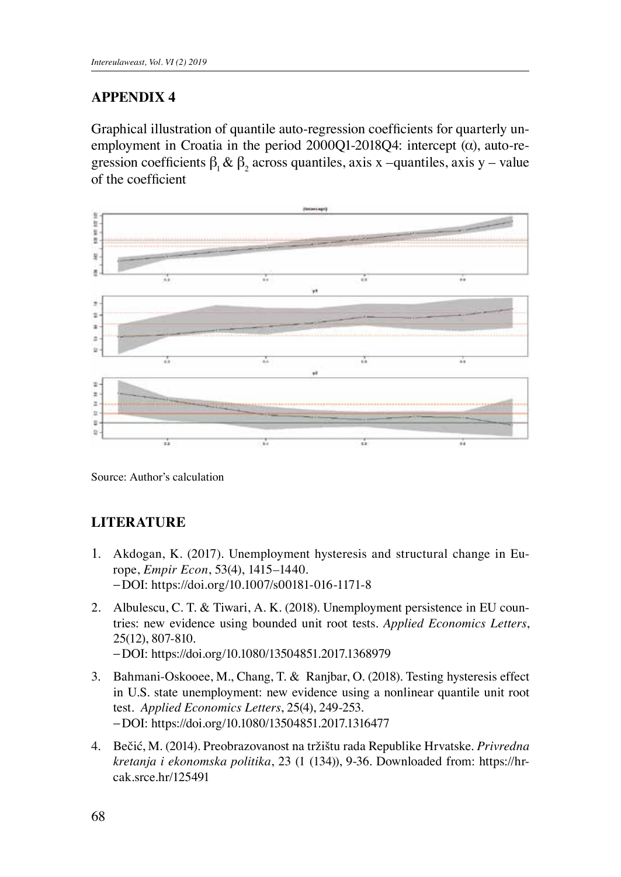## APPENDIX 4

Graphical illustration of quantile auto-regression coefficients for quarterly unemployment in Croatia in the period 2000Q1-2018Q4: intercept ($\alpha$), auto-regression coefficients $\beta_1$ & $\beta_2$ across quantiles, axis x –quantiles, axis y – value of the coefficient

Source: Author's calculation

## LITERATURE

1. Akdogan, K. (2017). Unemployment hysteresis and structural change in Europe, *Empir Econ*, 53(4), 1415–1440.
   – DOI: https://doi.org/10.1007/s00181-016-1171-8
2. Albulescu, C. T. & Tiwari, A. K. (2018). Unemployment persistence in EU countries: new evidence using bounded unit root tests. *Applied Economics Letters*, 25(12), 807-810.
   – DOI: https://doi.org/10.1080/13504851.2017.1368979
3. Bahmani-Oskooee, M., Chang, T. & Ranjbar, O. (2018). Testing hysteresis effect in U.S. state unemployment: new evidence using a nonlinear quantile unit root test. *Applied Economics Letters*, 25(4), 249-253.
   – DOI: https://doi.org/10.1080/13504851.2017.1316477
4. Bečić, M. (2014). Preobrazovanost na tržištu rada Republike Hrvatske. *Privredna kretanja i ekonomska politika*, 23 (1 (134)), 9-36. Downloaded from: https://hrcak.srce.hr/125491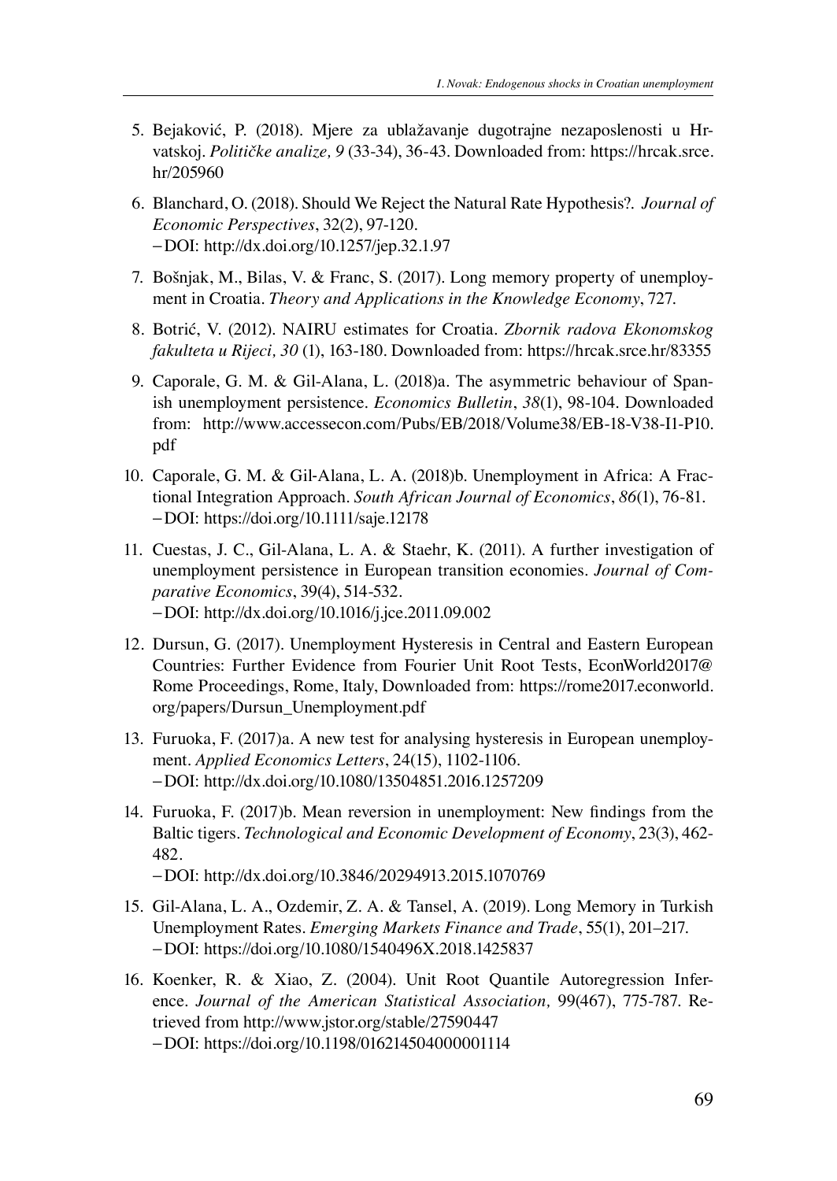5. Bejaković, P. (2018). Mjere za ublažavanje dugotrajne nezaposlenosti u Hrvatskoj. *Političke analize, 9* (33-34), 36-43. Downloaded from: https://hrcak.srce.hr/205960

6. Blanchard, O. (2018). Should We Reject the Natural Rate Hypothesis?. *Journal of Economic Perspectives*, 32(2), 97-120.
 – DOI: http://dx.doi.org/10.1257/jep.32.1.97

7. Bošnjak, M., Bilas, V. & Franc, S. (2017). Long memory property of unemployment in Croatia. *Theory and Applications in the Knowledge Economy*, 727.

8. Botrić, V. (2012). NAIRU estimates for Croatia. *Zbornik radova Ekonomskog fakulteta u Rijeci, 30* (1), 163-180. Downloaded from: https://hrcak.srce.hr/83355

9. Caporale, G. M. & Gil-Alana, L. (2018)a. The asymmetric behaviour of Spanish unemployment persistence. *Economics Bulletin*, *38*(1), 98-104. Downloaded from: http://www.accessecon.com/Pubs/EB/2018/Volume38/EB-18-V38-I1-P10.pdf

10. Caporale, G. M. & Gil-Alana, L. A. (2018)b. Unemployment in Africa: A Fractional Integration Approach. *South African Journal of Economics*, *86*(1), 76-81.
 – DOI: https://doi.org/10.1111/saje.12178

11. Cuestas, J. C., Gil-Alana, L. A. & Staehr, K. (2011). A further investigation of unemployment persistence in European transition economies. *Journal of Comparative Economics*, 39(4), 514-532.
 – DOI: http://dx.doi.org/10.1016/j.jce.2011.09.002

12. Dursun, G. (2017). Unemployment Hysteresis in Central and Eastern European Countries: Further Evidence from Fourier Unit Root Tests, EconWorld2017@Rome Proceedings, Rome, Italy, Downloaded from: https://rome2017.econworld.org/papers/Dursun_Unemployment.pdf

13. Furuoka, F. (2017)a. A new test for analysing hysteresis in European unemployment. *Applied Economics Letters*, 24(15), 1102-1106.
 – DOI: http://dx.doi.org/10.1080/13504851.2016.1257209

14. Furuoka, F. (2017)b. Mean reversion in unemployment: New findings from the Baltic tigers. *Technological and Economic Development of Economy*, 23(3), 462-482.
 – DOI: http://dx.doi.org/10.3846/20294913.2015.1070769

15. Gil-Alana, L. A., Ozdemir, Z. A. & Tansel, A. (2019). Long Memory in Turkish Unemployment Rates. *Emerging Markets Finance and Trade*, 55(1), 201–217.
 – DOI: https://doi.org/10.1080/1540496X.2018.1425837

16. Koenker, R. & Xiao, Z. (2004). Unit Root Quantile Autoregression Inference. *Journal of the American Statistical Association,* 99(467), 775-787. Retrieved from http://www.jstor.org/stable/27590447
 – DOI: https://doi.org/10.1198/016214504000001114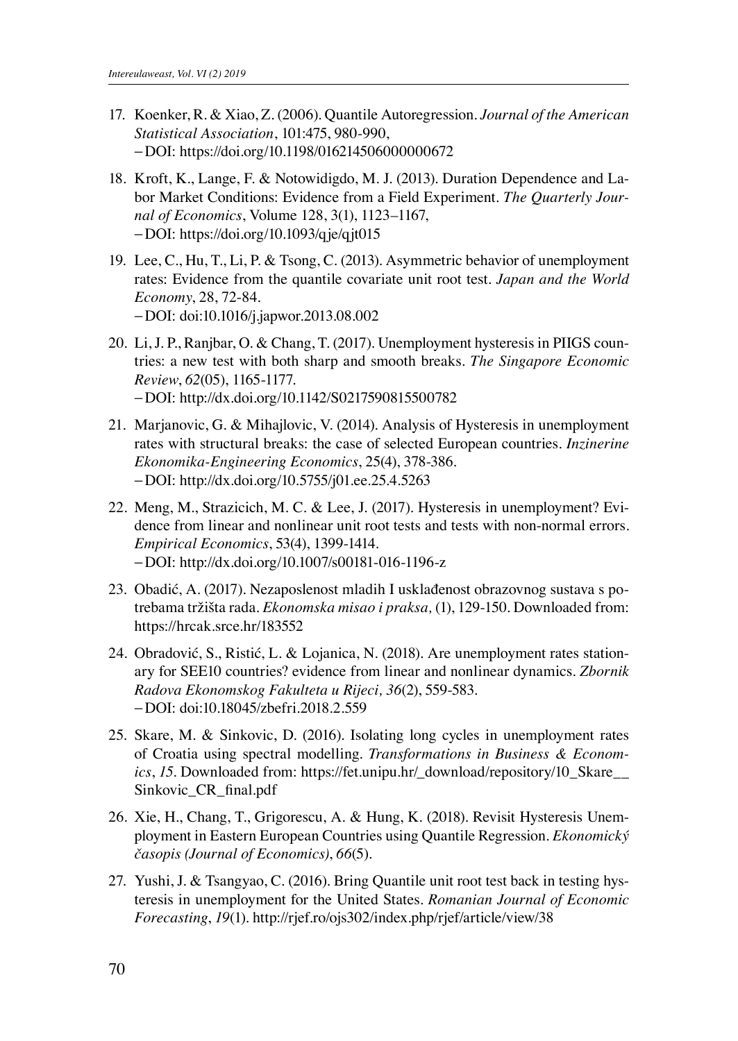17. Koenker, R. & Xiao, Z. (2006). Quantile Autoregression. *Journal of the American Statistical Association*, 101:475, 980-990,
– DOI: https://doi.org/10.1198/016214506000000672

18. Kroft, K., Lange, F. & Notowidigdo, M. J. (2013). Duration Dependence and Labor Market Conditions: Evidence from a Field Experiment. *The Quarterly Journal of Economics*, Volume 128, 3(1), 1123–1167,
– DOI: https://doi.org/10.1093/qje/qjt015

19. Lee, C., Hu, T., Li, P. & Tsong, C. (2013). Asymmetric behavior of unemployment rates: Evidence from the quantile covariate unit root test. *Japan and the World Economy*, 28, 72-84.
– DOI: doi:10.1016/j.japwor.2013.08.002

20. Li, J. P., Ranjbar, O. & Chang, T. (2017). Unemployment hysteresis in PIIGS countries: a new test with both sharp and smooth breaks. *The Singapore Economic Review*, *62*(05), 1165-1177.
– DOI: http://dx.doi.org/10.1142/S0217590815500782

21. Marjanovic, G. & Mihajlovic, V. (2014). Analysis of Hysteresis in unemployment rates with structural breaks: the case of selected European countries. *Inzinerine Ekonomika-Engineering Economics*, 25(4), 378-386.
– DOI: http://dx.doi.org/10.5755/j01.ee.25.4.5263

22. Meng, M., Strazicich, M. C. & Lee, J. (2017). Hysteresis in unemployment? Evidence from linear and nonlinear unit root tests and tests with non-normal errors. *Empirical Economics*, 53(4), 1399-1414.
– DOI: http://dx.doi.org/10.1007/s00181-016-1196-z

23. Obadić, A. (2017). Nezaposlenost mladih I usklađenost obrazovnog sustava s potrebama tržišta rada. *Ekonomska misao i praksa,* (1), 129-150. Downloaded from: https://hrcak.srce.hr/183552

24. Obradović, S., Ristić, L. & Lojanica, N. (2018). Are unemployment rates stationary for SEE10 countries? evidence from linear and nonlinear dynamics. *Zbornik Radova Ekonomskog Fakulteta u Rijeci, 36*(2), 559-583.
– DOI: doi:10.18045/zbefri.2018.2.559

25. Skare, M. & Sinkovic, D. (2016). Isolating long cycles in unemployment rates of Croatia using spectral modelling. *Transformations in Business & Economics*, *15*. Downloaded from: https://fet.unipu.hr/_download/repository/10_Skare__Sinkovic_CR_final.pdf

26. Xie, H., Chang, T., Grigorescu, A. & Hung, K. (2018). Revisit Hysteresis Unemployment in Eastern European Countries using Quantile Regression. *Ekonomický časopis (Journal of Economics)*, *66*(5).

27. Yushi, J. & Tsangyao, C. (2016). Bring Quantile unit root test back in testing hysteresis in unemployment for the United States. *Romanian Journal of Economic Forecasting*, *19*(1). http://rjef.ro/ojs302/index.php/rjef/article/view/38